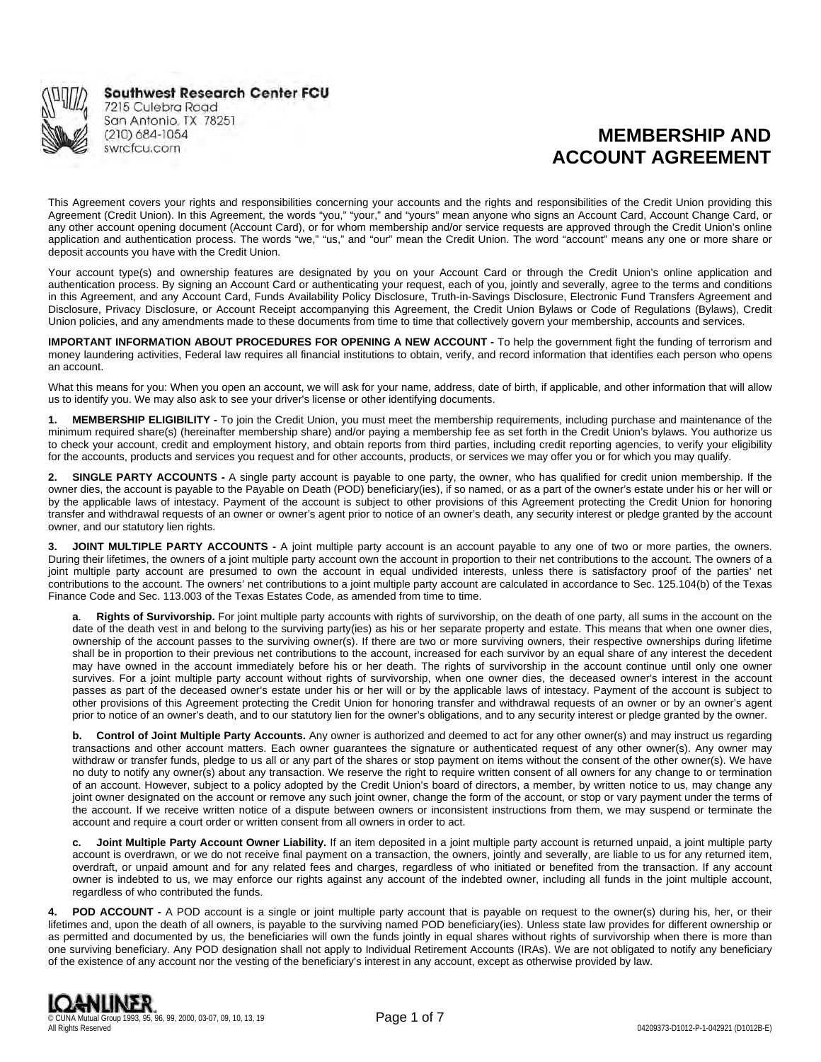Southwest Research Center FCU
7215 Culebra Road
San Antonio, TX 78251
(210) 684-1054
swrcfcu.com

# MEMBERSHIP AND ACCOUNT AGREEMENT

This Agreement covers your rights and responsibilities concerning your accounts and the rights and responsibilities of the Credit Union providing this Agreement (Credit Union). In this Agreement, the words "you," "your," and "yours" mean anyone who signs an Account Card, Account Change Card, or any other account opening document (Account Card), or for whom membership and/or service requests are approved through the Credit Union's online application and authentication process. The words "we," "us," and "our" mean the Credit Union. The word "account" means any one or more share or deposit accounts you have with the Credit Union.

Your account type(s) and ownership features are designated by you on your Account Card or through the Credit Union's online application and authentication process. By signing an Account Card or authenticating your request, each of you, jointly and severally, agree to the terms and conditions in this Agreement, and any Account Card, Funds Availability Policy Disclosure, Truth-in-Savings Disclosure, Electronic Fund Transfers Agreement and Disclosure, Privacy Disclosure, or Account Receipt accompanying this Agreement, the Credit Union Bylaws or Code of Regulations (Bylaws), Credit Union policies, and any amendments made to these documents from time to time that collectively govern your membership, accounts and services.

**IMPORTANT INFORMATION ABOUT PROCEDURES FOR OPENING A NEW ACCOUNT -** To help the government fight the funding of terrorism and money laundering activities, Federal law requires all financial institutions to obtain, verify, and record information that identifies each person who opens an account.

What this means for you: When you open an account, we will ask for your name, address, date of birth, if applicable, and other information that will allow us to identify you. We may also ask to see your driver's license or other identifying documents.

**1. MEMBERSHIP ELIGIBILITY -** To join the Credit Union, you must meet the membership requirements, including purchase and maintenance of the minimum required share(s) (hereinafter membership share) and/or paying a membership fee as set forth in the Credit Union's bylaws. You authorize us to check your account, credit and employment history, and obtain reports from third parties, including credit reporting agencies, to verify your eligibility for the accounts, products and services you request and for other accounts, products, or services we may offer you or for which you may qualify.

**2. SINGLE PARTY ACCOUNTS -** A single party account is payable to one party, the owner, who has qualified for credit union membership. If the owner dies, the account is payable to the Payable on Death (POD) beneficiary(ies), if so named, or as a part of the owner's estate under his or her will or by the applicable laws of intestacy. Payment of the account is subject to other provisions of this Agreement protecting the Credit Union for honoring transfer and withdrawal requests of an owner or owner's agent prior to notice of an owner's death, any security interest or pledge granted by the account owner, and our statutory lien rights.

**3. JOINT MULTIPLE PARTY ACCOUNTS -** A joint multiple party account is an account payable to any one of two or more parties, the owners. During their lifetimes, the owners of a joint multiple party account own the account in proportion to their net contributions to the account. The owners of a joint multiple party account are presumed to own the account in equal undivided interests, unless there is satisfactory proof of the parties' net contributions to the account. The owners' net contributions to a joint multiple party account are calculated in accordance to Sec. 125.104(b) of the Texas Finance Code and Sec. 113.003 of the Texas Estates Code, as amended from time to time.

**a. Rights of Survivorship.** For joint multiple party accounts with rights of survivorship, on the death of one party, all sums in the account on the date of the death vest in and belong to the surviving party(ies) as his or her separate property and estate. This means that when one owner dies, ownership of the account passes to the surviving owner(s). If there are two or more surviving owners, their respective ownerships during lifetime shall be in proportion to their previous net contributions to the account, increased for each survivor by an equal share of any interest the decedent may have owned in the account immediately before his or her death. The rights of survivorship in the account continue until only one owner survives. For a joint multiple party account without rights of survivorship, when one owner dies, the deceased owner's interest in the account passes as part of the deceased owner's estate under his or her will or by the applicable laws of intestacy. Payment of the account is subject to other provisions of this Agreement protecting the Credit Union for honoring transfer and withdrawal requests of an owner or by an owner's agent prior to notice of an owner's death, and to our statutory lien for the owner's obligations, and to any security interest or pledge granted by the owner.

**b. Control of Joint Multiple Party Accounts.** Any owner is authorized and deemed to act for any other owner(s) and may instruct us regarding transactions and other account matters. Each owner guarantees the signature or authenticated request of any other owner(s). Any owner may withdraw or transfer funds, pledge to us all or any part of the shares or stop payment on items without the consent of the other owner(s). We have no duty to notify any owner(s) about any transaction. We reserve the right to require written consent of all owners for any change to or termination of an account. However, subject to a policy adopted by the Credit Union's board of directors, a member, by written notice to us, may change any joint owner designated on the account or remove any such joint owner, change the form of the account, or stop or vary payment under the terms of the account. If we receive written notice of a dispute between owners or inconsistent instructions from them, we may suspend or terminate the account and require a court order or written consent from all owners in order to act.

**c. Joint Multiple Party Account Owner Liability.** If an item deposited in a joint multiple party account is returned unpaid, a joint multiple party account is overdrawn, or we do not receive final payment on a transaction, the owners, jointly and severally, are liable to us for any returned item, overdraft, or unpaid amount and for any related fees and charges, regardless of who initiated or benefited from the transaction. If any account owner is indebted to us, we may enforce our rights against any account of the indebted owner, including all funds in the joint multiple account, regardless of who contributed the funds.

**4. POD ACCOUNT -** A POD account is a single or joint multiple party account that is payable on request to the owner(s) during his, her, or their lifetimes and, upon the death of all owners, is payable to the surviving named POD beneficiary(ies). Unless state law provides for different ownership or as permitted and documented by us, the beneficiaries will own the funds jointly in equal shares without rights of survivorship when there is more than one surviving beneficiary. Any POD designation shall not apply to Individual Retirement Accounts (IRAs). We are not obligated to notify any beneficiary of the existence of any account nor the vesting of the beneficiary's interest in any account, except as otherwise provided by law.

LOANLINER
© CUNA Mutual Group 1993, 95, 96, 99, 2000, 03-07, 09, 10, 13, 19
All Rights Reserved

04209373-D1012-P-1-042921 (D1012B-E)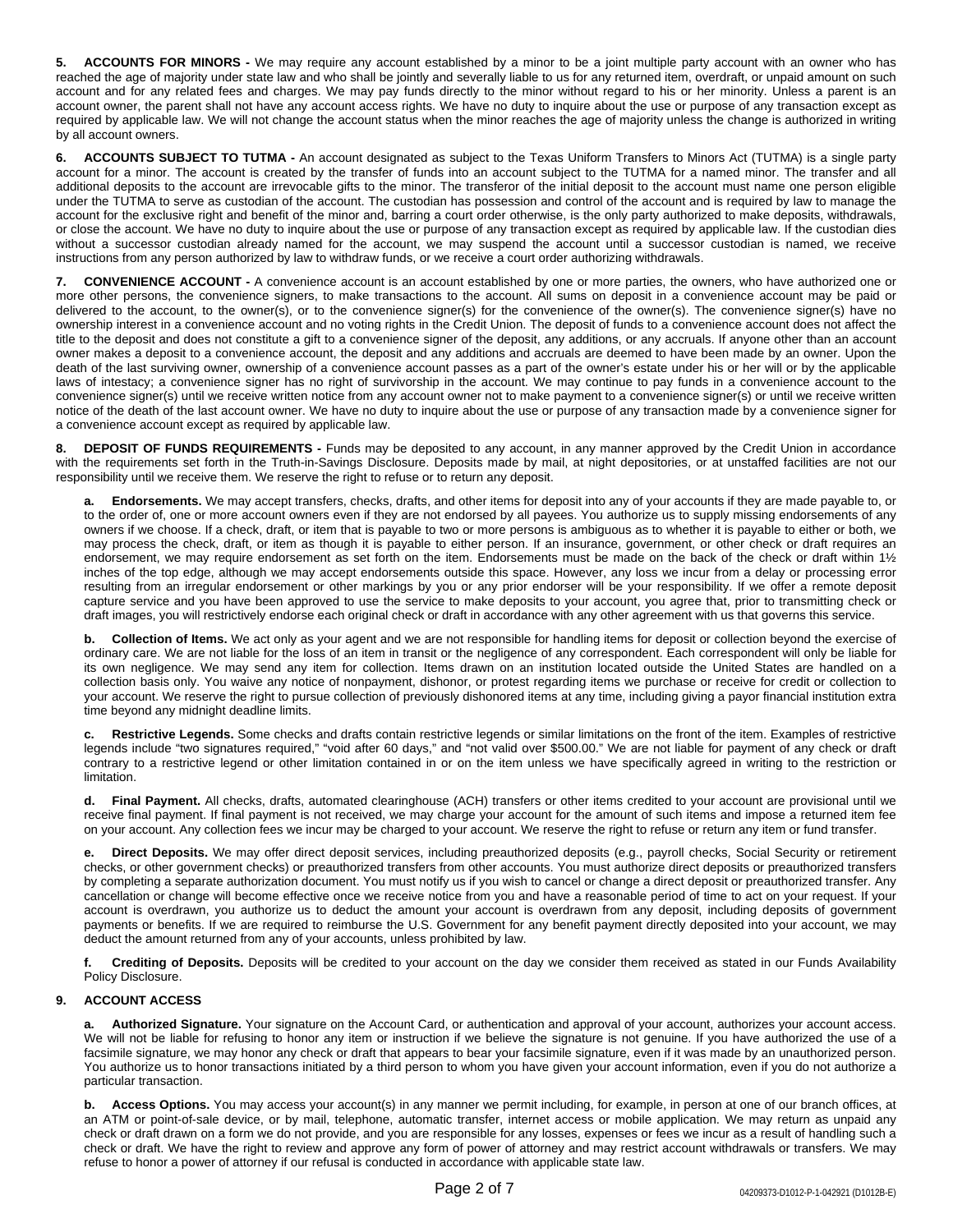**5. ACCOUNTS FOR MINORS -** We may require any account established by a minor to be a joint multiple party account with an owner who has reached the age of majority under state law and who shall be jointly and severally liable to us for any returned item, overdraft, or unpaid amount on such account and for any related fees and charges. We may pay funds directly to the minor without regard to his or her minority. Unless a parent is an account owner, the parent shall not have any account access rights. We have no duty to inquire about the use or purpose of any transaction except as required by applicable law. We will not change the account status when the minor reaches the age of majority unless the change is authorized in writing by all account owners.

**6. ACCOUNTS SUBJECT TO TUTMA -** An account designated as subject to the Texas Uniform Transfers to Minors Act (TUTMA) is a single party account for a minor. The account is created by the transfer of funds into an account subject to the TUTMA for a named minor. The transfer and all additional deposits to the account are irrevocable gifts to the minor. The transferor of the initial deposit to the account must name one person eligible under the TUTMA to serve as custodian of the account. The custodian has possession and control of the account and is required by law to manage the account for the exclusive right and benefit of the minor and, barring a court order otherwise, is the only party authorized to make deposits, withdrawals, or close the account. We have no duty to inquire about the use or purpose of any transaction except as required by applicable law. If the custodian dies without a successor custodian already named for the account, we may suspend the account until a successor custodian is named, we receive instructions from any person authorized by law to withdraw funds, or we receive a court order authorizing withdrawals.

**7. CONVENIENCE ACCOUNT -** A convenience account is an account established by one or more parties, the owners, who have authorized one or more other persons, the convenience signers, to make transactions to the account. All sums on deposit in a convenience account may be paid or delivered to the account, to the owner(s), or to the convenience signer(s) for the convenience of the owner(s). The convenience signer(s) have no ownership interest in a convenience account and no voting rights in the Credit Union. The deposit of funds to a convenience account does not affect the title to the deposit and does not constitute a gift to a convenience signer of the deposit, any additions, or any accruals. If anyone other than an account owner makes a deposit to a convenience account, the deposit and any additions and accruals are deemed to have been made by an owner. Upon the death of the last surviving owner, ownership of a convenience account passes as a part of the owner's estate under his or her will or by the applicable laws of intestacy; a convenience signer has no right of survivorship in the account. We may continue to pay funds in a convenience account to the convenience signer(s) until we receive written notice from any account owner not to make payment to a convenience signer(s) or until we receive written notice of the death of the last account owner. We have no duty to inquire about the use or purpose of any transaction made by a convenience signer for a convenience account except as required by applicable law.

**8. DEPOSIT OF FUNDS REQUIREMENTS -** Funds may be deposited to any account, in any manner approved by the Credit Union in accordance with the requirements set forth in the Truth-in-Savings Disclosure. Deposits made by mail, at night depositories, or at unstaffed facilities are not our responsibility until we receive them. We reserve the right to refuse or to return any deposit.

**a. Endorsements.** We may accept transfers, checks, drafts, and other items for deposit into any of your accounts if they are made payable to, or to the order of, one or more account owners even if they are not endorsed by all payees. You authorize us to supply missing endorsements of any owners if we choose. If a check, draft, or item that is payable to two or more persons is ambiguous as to whether it is payable to either or both, we may process the check, draft, or item as though it is payable to either person. If an insurance, government, or other check or draft requires an endorsement, we may require endorsement as set forth on the item. Endorsements must be made on the back of the check or draft within 1½ inches of the top edge, although we may accept endorsements outside this space. However, any loss we incur from a delay or processing error resulting from an irregular endorsement or other markings by you or any prior endorser will be your responsibility. If we offer a remote deposit capture service and you have been approved to use the service to make deposits to your account, you agree that, prior to transmitting check or draft images, you will restrictively endorse each original check or draft in accordance with any other agreement with us that governs this service.

**b. Collection of Items.** We act only as your agent and we are not responsible for handling items for deposit or collection beyond the exercise of ordinary care. We are not liable for the loss of an item in transit or the negligence of any correspondent. Each correspondent will only be liable for its own negligence. We may send any item for collection. Items drawn on an institution located outside the United States are handled on a collection basis only. You waive any notice of nonpayment, dishonor, or protest regarding items we purchase or receive for credit or collection to your account. We reserve the right to pursue collection of previously dishonored items at any time, including giving a payor financial institution extra time beyond any midnight deadline limits.

**c. Restrictive Legends.** Some checks and drafts contain restrictive legends or similar limitations on the front of the item. Examples of restrictive legends include "two signatures required," "void after 60 days," and "not valid over $500.00." We are not liable for payment of any check or draft contrary to a restrictive legend or other limitation contained in or on the item unless we have specifically agreed in writing to the restriction or limitation.

**d. Final Payment.** All checks, drafts, automated clearinghouse (ACH) transfers or other items credited to your account are provisional until we receive final payment. If final payment is not received, we may charge your account for the amount of such items and impose a returned item fee on your account. Any collection fees we incur may be charged to your account. We reserve the right to refuse or return any item or fund transfer.

**e. Direct Deposits.** We may offer direct deposit services, including preauthorized deposits (e.g., payroll checks, Social Security or retirement checks, or other government checks) or preauthorized transfers from other accounts. You must authorize direct deposits or preauthorized transfers by completing a separate authorization document. You must notify us if you wish to cancel or change a direct deposit or preauthorized transfer. Any cancellation or change will become effective once we receive notice from you and have a reasonable period of time to act on your request. If your account is overdrawn, you authorize us to deduct the amount your account is overdrawn from any deposit, including deposits of government payments or benefits. If we are required to reimburse the U.S. Government for any benefit payment directly deposited into your account, we may deduct the amount returned from any of your accounts, unless prohibited by law.

**f. Crediting of Deposits.** Deposits will be credited to your account on the day we consider them received as stated in our Funds Availability Policy Disclosure.

**9. ACCOUNT ACCESS**

**a. Authorized Signature.** Your signature on the Account Card, or authentication and approval of your account, authorizes your account access. We will not be liable for refusing to honor any item or instruction if we believe the signature is not genuine. If you have authorized the use of a facsimile signature, we may honor any check or draft that appears to bear your facsimile signature, even if it was made by an unauthorized person. You authorize us to honor transactions initiated by a third person to whom you have given your account information, even if you do not authorize a particular transaction.

**b. Access Options.** You may access your account(s) in any manner we permit including, for example, in person at one of our branch offices, at an ATM or point-of-sale device, or by mail, telephone, automatic transfer, internet access or mobile application. We may return as unpaid any check or draft drawn on a form we do not provide, and you are responsible for any losses, expenses or fees we incur as a result of handling such a check or draft. We have the right to review and approve any form of power of attorney and may restrict account withdrawals or transfers. We may refuse to honor a power of attorney if our refusal is conducted in accordance with applicable state law.

04209373-D1012-P-1-042921 (D1012B-E)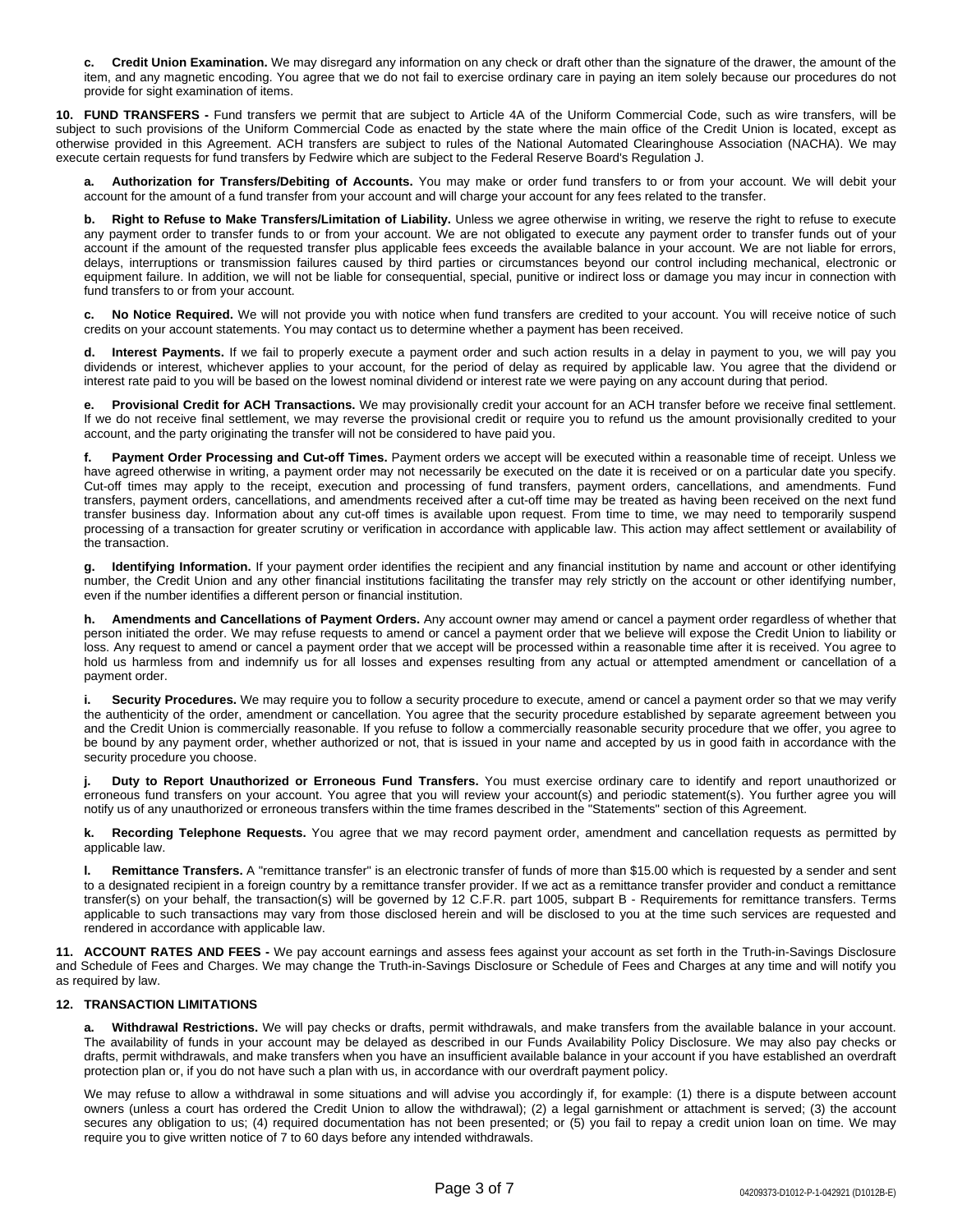**c. Credit Union Examination.** We may disregard any information on any check or draft other than the signature of the drawer, the amount of the item, and any magnetic encoding. You agree that we do not fail to exercise ordinary care in paying an item solely because our procedures do not provide for sight examination of items.

**10. FUND TRANSFERS -** Fund transfers we permit that are subject to Article 4A of the Uniform Commercial Code, such as wire transfers, will be subject to such provisions of the Uniform Commercial Code as enacted by the state where the main office of the Credit Union is located, except as otherwise provided in this Agreement. ACH transfers are subject to rules of the National Automated Clearinghouse Association (NACHA). We may execute certain requests for fund transfers by Fedwire which are subject to the Federal Reserve Board's Regulation J.

**a. Authorization for Transfers/Debiting of Accounts.** You may make or order fund transfers to or from your account. We will debit your account for the amount of a fund transfer from your account and will charge your account for any fees related to the transfer.

**b. Right to Refuse to Make Transfers/Limitation of Liability.** Unless we agree otherwise in writing, we reserve the right to refuse to execute any payment order to transfer funds to or from your account. We are not obligated to execute any payment order to transfer funds out of your account if the amount of the requested transfer plus applicable fees exceeds the available balance in your account. We are not liable for errors, delays, interruptions or transmission failures caused by third parties or circumstances beyond our control including mechanical, electronic or equipment failure. In addition, we will not be liable for consequential, special, punitive or indirect loss or damage you may incur in connection with fund transfers to or from your account.

**c. No Notice Required.** We will not provide you with notice when fund transfers are credited to your account. You will receive notice of such credits on your account statements. You may contact us to determine whether a payment has been received.

**d. Interest Payments.** If we fail to properly execute a payment order and such action results in a delay in payment to you, we will pay you dividends or interest, whichever applies to your account, for the period of delay as required by applicable law. You agree that the dividend or interest rate paid to you will be based on the lowest nominal dividend or interest rate we were paying on any account during that period.

**e. Provisional Credit for ACH Transactions.** We may provisionally credit your account for an ACH transfer before we receive final settlement. If we do not receive final settlement, we may reverse the provisional credit or require you to refund us the amount provisionally credited to your account, and the party originating the transfer will not be considered to have paid you.

**f. Payment Order Processing and Cut-off Times.** Payment orders we accept will be executed within a reasonable time of receipt. Unless we have agreed otherwise in writing, a payment order may not necessarily be executed on the date it is received or on a particular date you specify. Cut-off times may apply to the receipt, execution and processing of fund transfers, payment orders, cancellations, and amendments. Fund transfers, payment orders, cancellations, and amendments received after a cut-off time may be treated as having been received on the next fund transfer business day. Information about any cut-off times is available upon request. From time to time, we may need to temporarily suspend processing of a transaction for greater scrutiny or verification in accordance with applicable law. This action may affect settlement or availability of the transaction.

**g. Identifying Information.** If your payment order identifies the recipient and any financial institution by name and account or other identifying number, the Credit Union and any other financial institutions facilitating the transfer may rely strictly on the account or other identifying number, even if the number identifies a different person or financial institution.

**h. Amendments and Cancellations of Payment Orders.** Any account owner may amend or cancel a payment order regardless of whether that person initiated the order. We may refuse requests to amend or cancel a payment order that we believe will expose the Credit Union to liability or loss. Any request to amend or cancel a payment order that we accept will be processed within a reasonable time after it is received. You agree to hold us harmless from and indemnify us for all losses and expenses resulting from any actual or attempted amendment or cancellation of a payment order.

**i. Security Procedures.** We may require you to follow a security procedure to execute, amend or cancel a payment order so that we may verify the authenticity of the order, amendment or cancellation. You agree that the security procedure established by separate agreement between you and the Credit Union is commercially reasonable. If you refuse to follow a commercially reasonable security procedure that we offer, you agree to be bound by any payment order, whether authorized or not, that is issued in your name and accepted by us in good faith in accordance with the security procedure you choose.

**j. Duty to Report Unauthorized or Erroneous Fund Transfers.** You must exercise ordinary care to identify and report unauthorized or erroneous fund transfers on your account. You agree that you will review your account(s) and periodic statement(s). You further agree you will notify us of any unauthorized or erroneous transfers within the time frames described in the "Statements" section of this Agreement.

**k. Recording Telephone Requests.** You agree that we may record payment order, amendment and cancellation requests as permitted by applicable law.

**l. Remittance Transfers.** A "remittance transfer" is an electronic transfer of funds of more than $15.00 which is requested by a sender and sent to a designated recipient in a foreign country by a remittance transfer provider. If we act as a remittance transfer provider and conduct a remittance transfer(s) on your behalf, the transaction(s) will be governed by 12 C.F.R. part 1005, subpart B - Requirements for remittance transfers. Terms applicable to such transactions may vary from those disclosed herein and will be disclosed to you at the time such services are requested and rendered in accordance with applicable law.

**11. ACCOUNT RATES AND FEES -** We pay account earnings and assess fees against your account as set forth in the Truth-in-Savings Disclosure and Schedule of Fees and Charges. We may change the Truth-in-Savings Disclosure or Schedule of Fees and Charges at any time and will notify you as required by law.

**12. TRANSACTION LIMITATIONS**

**a. Withdrawal Restrictions.** We will pay checks or drafts, permit withdrawals, and make transfers from the available balance in your account. The availability of funds in your account may be delayed as described in our Funds Availability Policy Disclosure. We may also pay checks or drafts, permit withdrawals, and make transfers when you have an insufficient available balance in your account if you have established an overdraft protection plan or, if you do not have such a plan with us, in accordance with our overdraft payment policy.

We may refuse to allow a withdrawal in some situations and will advise you accordingly if, for example: (1) there is a dispute between account owners (unless a court has ordered the Credit Union to allow the withdrawal); (2) a legal garnishment or attachment is served; (3) the account secures any obligation to us; (4) required documentation has not been presented; or (5) you fail to repay a credit union loan on time. We may require you to give written notice of 7 to 60 days before any intended withdrawals.

04209373-D1012-P-1-042921 (D1012B-E)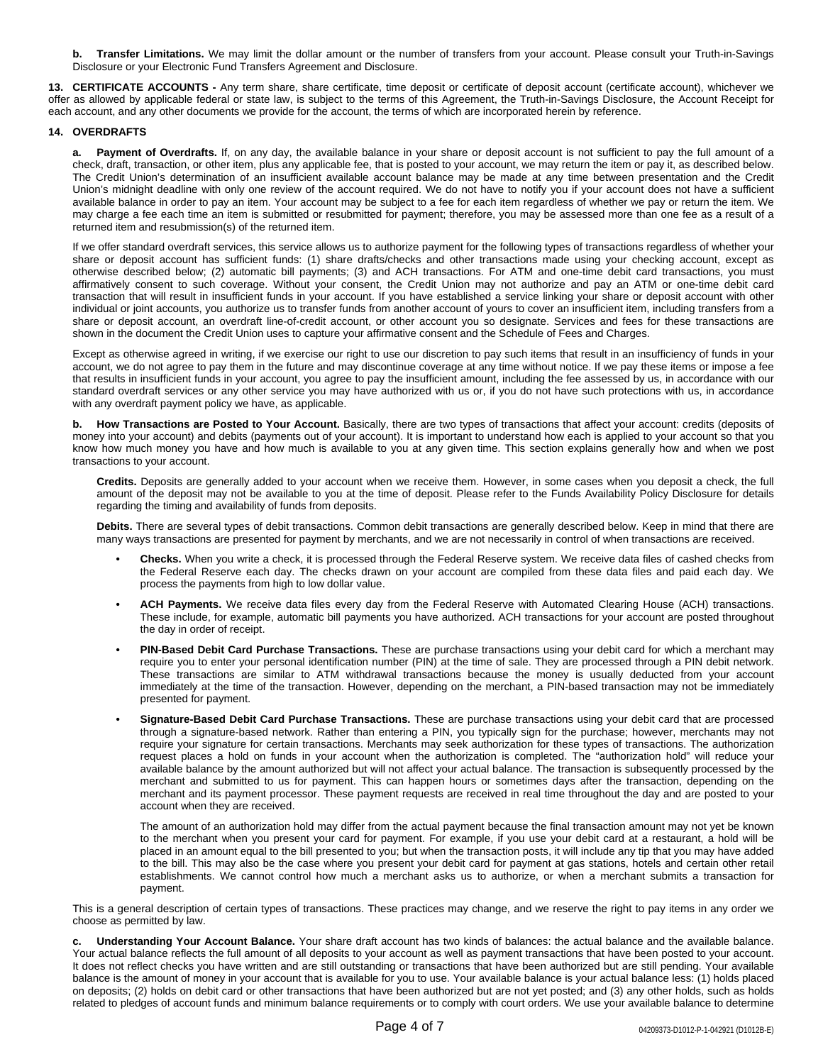**b. Transfer Limitations.** We may limit the dollar amount or the number of transfers from your account. Please consult your Truth-in-Savings Disclosure or your Electronic Fund Transfers Agreement and Disclosure.

**13. CERTIFICATE ACCOUNTS -** Any term share, share certificate, time deposit or certificate of deposit account (certificate account), whichever we offer as allowed by applicable federal or state law, is subject to the terms of this Agreement, the Truth-in-Savings Disclosure, the Account Receipt for each account, and any other documents we provide for the account, the terms of which are incorporated herein by reference.

**14. OVERDRAFTS**

**a. Payment of Overdrafts.** If, on any day, the available balance in your share or deposit account is not sufficient to pay the full amount of a check, draft, transaction, or other item, plus any applicable fee, that is posted to your account, we may return the item or pay it, as described below. The Credit Union's determination of an insufficient available account balance may be made at any time between presentation and the Credit Union's midnight deadline with only one review of the account required. We do not have to notify you if your account does not have a sufficient available balance in order to pay an item. Your account may be subject to a fee for each item regardless of whether we pay or return the item. We may charge a fee each time an item is submitted or resubmitted for payment; therefore, you may be assessed more than one fee as a result of a returned item and resubmission(s) of the returned item.

If we offer standard overdraft services, this service allows us to authorize payment for the following types of transactions regardless of whether your share or deposit account has sufficient funds: (1) share drafts/checks and other transactions made using your checking account, except as otherwise described below; (2) automatic bill payments; (3) and ACH transactions. For ATM and one-time debit card transactions, you must affirmatively consent to such coverage. Without your consent, the Credit Union may not authorize and pay an ATM or one-time debit card transaction that will result in insufficient funds in your account. If you have established a service linking your share or deposit account with other individual or joint accounts, you authorize us to transfer funds from another account of yours to cover an insufficient item, including transfers from a share or deposit account, an overdraft line-of-credit account, or other account you so designate. Services and fees for these transactions are shown in the document the Credit Union uses to capture your affirmative consent and the Schedule of Fees and Charges.

Except as otherwise agreed in writing, if we exercise our right to use our discretion to pay such items that result in an insufficiency of funds in your account, we do not agree to pay them in the future and may discontinue coverage at any time without notice. If we pay these items or impose a fee that results in insufficient funds in your account, you agree to pay the insufficient amount, including the fee assessed by us, in accordance with our standard overdraft services or any other service you may have authorized with us or, if you do not have such protections with us, in accordance with any overdraft payment policy we have, as applicable.

**b. How Transactions are Posted to Your Account.** Basically, there are two types of transactions that affect your account: credits (deposits of money into your account) and debits (payments out of your account). It is important to understand how each is applied to your account so that you know how much money you have and how much is available to you at any given time. This section explains generally how and when we post transactions to your account.

**Credits.** Deposits are generally added to your account when we receive them. However, in some cases when you deposit a check, the full amount of the deposit may not be available to you at the time of deposit. Please refer to the Funds Availability Policy Disclosure for details regarding the timing and availability of funds from deposits.

**Debits.** There are several types of debit transactions. Common debit transactions are generally described below. Keep in mind that there are many ways transactions are presented for payment by merchants, and we are not necessarily in control of when transactions are received.

- **Checks.** When you write a check, it is processed through the Federal Reserve system. We receive data files of cashed checks from the Federal Reserve each day. The checks drawn on your account are compiled from these data files and paid each day. We process the payments from high to low dollar value.
- **ACH Payments.** We receive data files every day from the Federal Reserve with Automated Clearing House (ACH) transactions. These include, for example, automatic bill payments you have authorized. ACH transactions for your account are posted throughout the day in order of receipt.
- **PIN-Based Debit Card Purchase Transactions.** These are purchase transactions using your debit card for which a merchant may require you to enter your personal identification number (PIN) at the time of sale. They are processed through a PIN debit network. These transactions are similar to ATM withdrawal transactions because the money is usually deducted from your account immediately at the time of the transaction. However, depending on the merchant, a PIN-based transaction may not be immediately presented for payment.
- **Signature-Based Debit Card Purchase Transactions.** These are purchase transactions using your debit card that are processed through a signature-based network. Rather than entering a PIN, you typically sign for the purchase; however, merchants may not require your signature for certain transactions. Merchants may seek authorization for these types of transactions. The authorization request places a hold on funds in your account when the authorization is completed. The "authorization hold" will reduce your available balance by the amount authorized but will not affect your actual balance. The transaction is subsequently processed by the merchant and submitted to us for payment. This can happen hours or sometimes days after the transaction, depending on the merchant and its payment processor. These payment requests are received in real time throughout the day and are posted to your account when they are received.

  The amount of an authorization hold may differ from the actual payment because the final transaction amount may not yet be known to the merchant when you present your card for payment. For example, if you use your debit card at a restaurant, a hold will be placed in an amount equal to the bill presented to you; but when the transaction posts, it will include any tip that you may have added to the bill. This may also be the case where you present your debit card for payment at gas stations, hotels and certain other retail establishments. We cannot control how much a merchant asks us to authorize, or when a merchant submits a transaction for payment.

This is a general description of certain types of transactions. These practices may change, and we reserve the right to pay items in any order we choose as permitted by law.

**c. Understanding Your Account Balance.** Your share draft account has two kinds of balances: the actual balance and the available balance. Your actual balance reflects the full amount of all deposits to your account as well as payment transactions that have been posted to your account. It does not reflect checks you have written and are still outstanding or transactions that have been authorized but are still pending. Your available balance is the amount of money in your account that is available for you to use. Your available balance is your actual balance less: (1) holds placed on deposits; (2) holds on debit card or other transactions that have been authorized but are not yet posted; and (3) any other holds, such as holds related to pledges of account funds and minimum balance requirements or to comply with court orders. We use your available balance to determine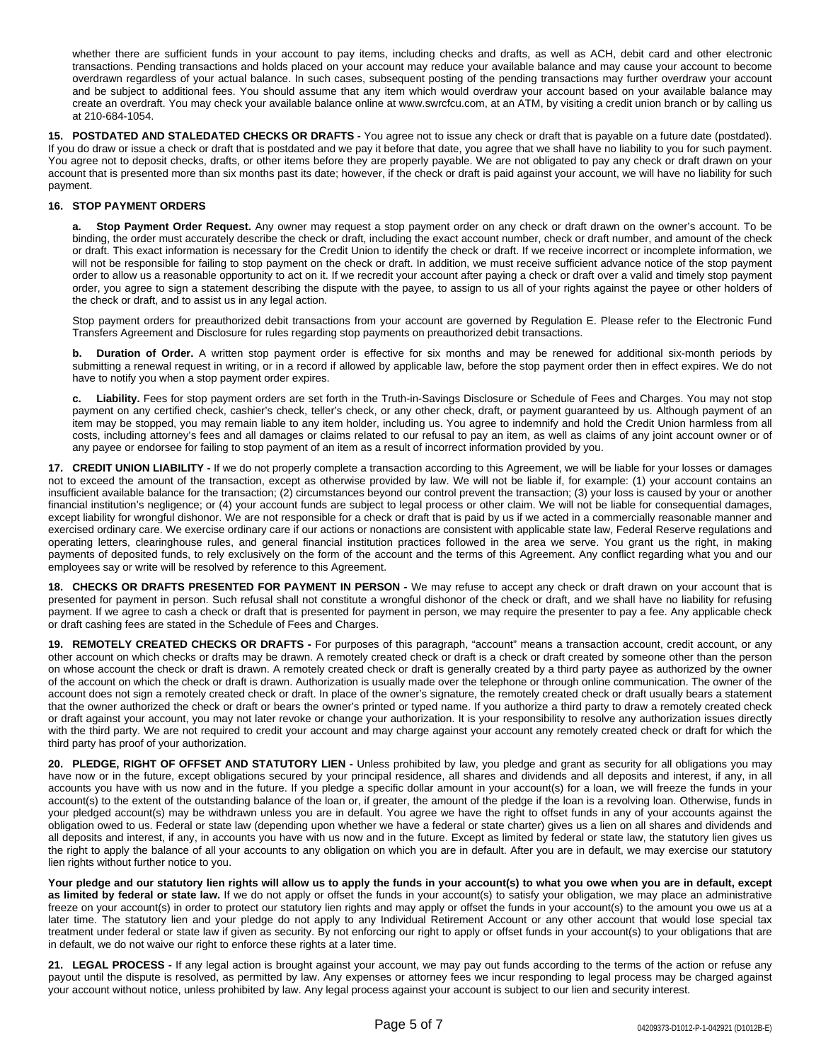whether there are sufficient funds in your account to pay items, including checks and drafts, as well as ACH, debit card and other electronic transactions. Pending transactions and holds placed on your account may reduce your available balance and may cause your account to become overdrawn regardless of your actual balance. In such cases, subsequent posting of the pending transactions may further overdraw your account and be subject to additional fees. You should assume that any item which would overdraw your account based on your available balance may create an overdraft. You may check your available balance online at www.swrcfcu.com, at an ATM, by visiting a credit union branch or by calling us at 210-684-1054.

**15. POSTDATED AND STALEDATED CHECKS OR DRAFTS -** You agree not to issue any check or draft that is payable on a future date (postdated). If you do draw or issue a check or draft that is postdated and we pay it before that date, you agree that we shall have no liability to you for such payment. You agree not to deposit checks, drafts, or other items before they are properly payable. We are not obligated to pay any check or draft drawn on your account that is presented more than six months past its date; however, if the check or draft is paid against your account, we will have no liability for such payment.

**16. STOP PAYMENT ORDERS**

**a. Stop Payment Order Request.** Any owner may request a stop payment order on any check or draft drawn on the owner's account. To be binding, the order must accurately describe the check or draft, including the exact account number, check or draft number, and amount of the check or draft. This exact information is necessary for the Credit Union to identify the check or draft. If we receive incorrect or incomplete information, we will not be responsible for failing to stop payment on the check or draft. In addition, we must receive sufficient advance notice of the stop payment order to allow us a reasonable opportunity to act on it. If we recredit your account after paying a check or draft over a valid and timely stop payment order, you agree to sign a statement describing the dispute with the payee, to assign to us all of your rights against the payee or other holders of the check or draft, and to assist us in any legal action.

Stop payment orders for preauthorized debit transactions from your account are governed by Regulation E. Please refer to the Electronic Fund Transfers Agreement and Disclosure for rules regarding stop payments on preauthorized debit transactions.

**b. Duration of Order.** A written stop payment order is effective for six months and may be renewed for additional six-month periods by submitting a renewal request in writing, or in a record if allowed by applicable law, before the stop payment order then in effect expires. We do not have to notify you when a stop payment order expires.

**c. Liability.** Fees for stop payment orders are set forth in the Truth-in-Savings Disclosure or Schedule of Fees and Charges. You may not stop payment on any certified check, cashier's check, teller's check, or any other check, draft, or payment guaranteed by us. Although payment of an item may be stopped, you may remain liable to any item holder, including us. You agree to indemnify and hold the Credit Union harmless from all costs, including attorney's fees and all damages or claims related to our refusal to pay an item, as well as claims of any joint account owner or of any payee or endorsee for failing to stop payment of an item as a result of incorrect information provided by you.

**17. CREDIT UNION LIABILITY -** If we do not properly complete a transaction according to this Agreement, we will be liable for your losses or damages not to exceed the amount of the transaction, except as otherwise provided by law. We will not be liable if, for example: (1) your account contains an insufficient available balance for the transaction; (2) circumstances beyond our control prevent the transaction; (3) your loss is caused by your or another financial institution's negligence; or (4) your account funds are subject to legal process or other claim. We will not be liable for consequential damages, except liability for wrongful dishonor. We are not responsible for a check or draft that is paid by us if we acted in a commercially reasonable manner and exercised ordinary care. We exercise ordinary care if our actions or nonactions are consistent with applicable state law, Federal Reserve regulations and operating letters, clearinghouse rules, and general financial institution practices followed in the area we serve. You grant us the right, in making payments of deposited funds, to rely exclusively on the form of the account and the terms of this Agreement. Any conflict regarding what you and our employees say or write will be resolved by reference to this Agreement.

**18. CHECKS OR DRAFTS PRESENTED FOR PAYMENT IN PERSON -** We may refuse to accept any check or draft drawn on your account that is presented for payment in person. Such refusal shall not constitute a wrongful dishonor of the check or draft, and we shall have no liability for refusing payment. If we agree to cash a check or draft that is presented for payment in person, we may require the presenter to pay a fee. Any applicable check or draft cashing fees are stated in the Schedule of Fees and Charges.

**19. REMOTELY CREATED CHECKS OR DRAFTS -** For purposes of this paragraph, "account" means a transaction account, credit account, or any other account on which checks or drafts may be drawn. A remotely created check or draft is a check or draft created by someone other than the person on whose account the check or draft is drawn. A remotely created check or draft is generally created by a third party payee as authorized by the owner of the account on which the check or draft is drawn. Authorization is usually made over the telephone or through online communication. The owner of the account does not sign a remotely created check or draft. In place of the owner's signature, the remotely created check or draft usually bears a statement that the owner authorized the check or draft or bears the owner's printed or typed name. If you authorize a third party to draw a remotely created check or draft against your account, you may not later revoke or change your authorization. It is your responsibility to resolve any authorization issues directly with the third party. We are not required to credit your account and may charge against your account any remotely created check or draft for which the third party has proof of your authorization.

**20. PLEDGE, RIGHT OF OFFSET AND STATUTORY LIEN -** Unless prohibited by law, you pledge and grant as security for all obligations you may have now or in the future, except obligations secured by your principal residence, all shares and dividends and all deposits and interest, if any, in all accounts you have with us now and in the future. If you pledge a specific dollar amount in your account(s) for a loan, we will freeze the funds in your account(s) to the extent of the outstanding balance of the loan or, if greater, the amount of the pledge if the loan is a revolving loan. Otherwise, funds in your pledged account(s) may be withdrawn unless you are in default. You agree we have the right to offset funds in any of your accounts against the obligation owed to us. Federal or state law (depending upon whether we have a federal or state charter) gives us a lien on all shares and dividends and all deposits and interest, if any, in accounts you have with us now and in the future. Except as limited by federal or state law, the statutory lien gives us the right to apply the balance of all your accounts to any obligation on which you are in default. After you are in default, we may exercise our statutory lien rights without further notice to you.

**Your pledge and our statutory lien rights will allow us to apply the funds in your account(s) to what you owe when you are in default, except as limited by federal or state law.** If we do not apply or offset the funds in your account(s) to satisfy your obligation, we may place an administrative freeze on your account(s) in order to protect our statutory lien rights and may apply or offset the funds in your account(s) to the amount you owe us at a later time. The statutory lien and your pledge do not apply to any Individual Retirement Account or any other account that would lose special tax treatment under federal or state law if given as security. By not enforcing our right to apply or offset funds in your account(s) to your obligations that are in default, we do not waive our right to enforce these rights at a later time.

**21. LEGAL PROCESS -** If any legal action is brought against your account, we may pay out funds according to the terms of the action or refuse any payout until the dispute is resolved, as permitted by law. Any expenses or attorney fees we incur responding to legal process may be charged against your account without notice, unless prohibited by law. Any legal process against your account is subject to our lien and security interest.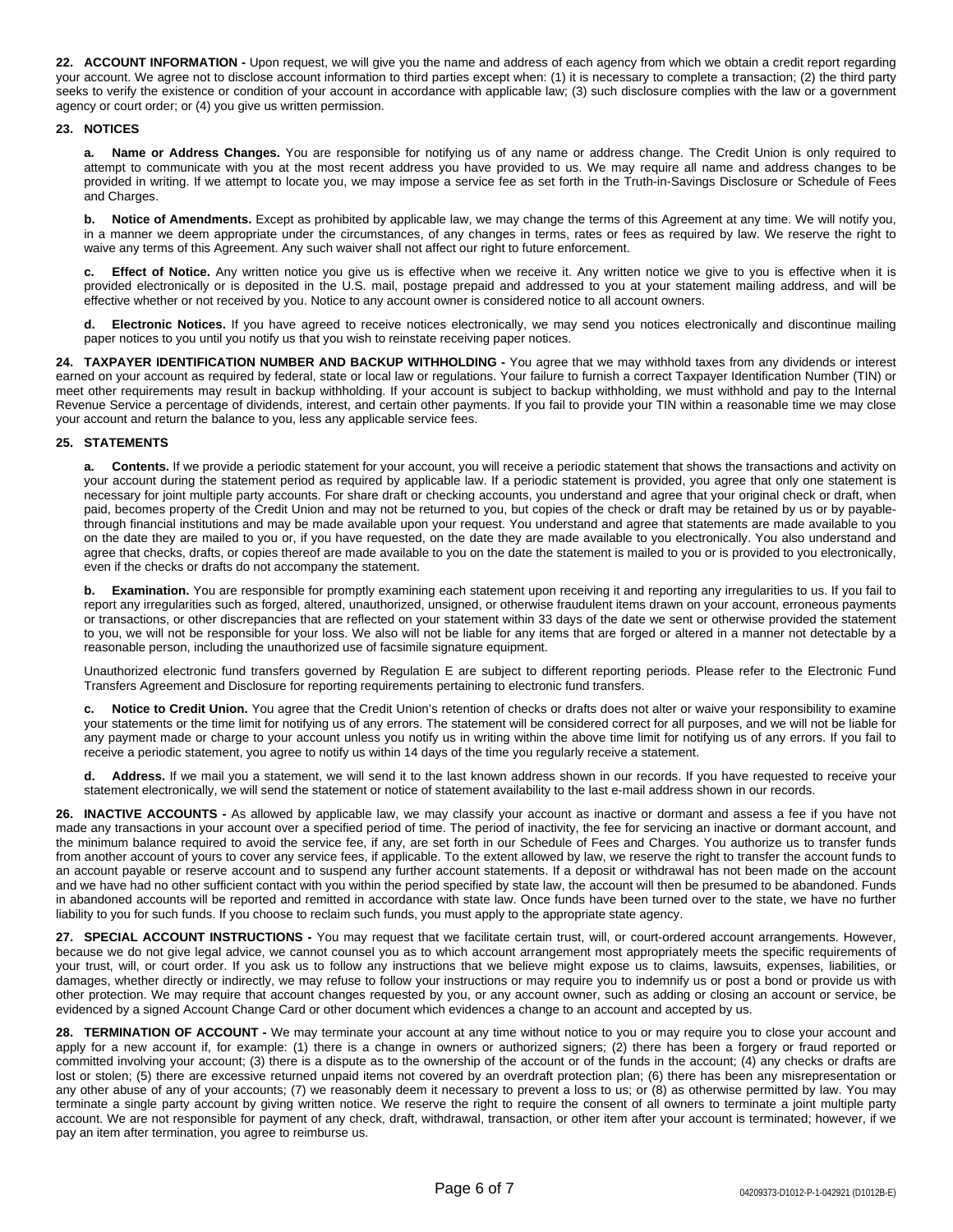**22. ACCOUNT INFORMATION -** Upon request, we will give you the name and address of each agency from which we obtain a credit report regarding your account. We agree not to disclose account information to third parties except when: (1) it is necessary to complete a transaction; (2) the third party seeks to verify the existence or condition of your account in accordance with applicable law; (3) such disclosure complies with the law or a government agency or court order; or (4) you give us written permission.

**23. NOTICES**

**a. Name or Address Changes.** You are responsible for notifying us of any name or address change. The Credit Union is only required to attempt to communicate with you at the most recent address you have provided to us. We may require all name and address changes to be provided in writing. If we attempt to locate you, we may impose a service fee as set forth in the Truth-in-Savings Disclosure or Schedule of Fees and Charges.

**b. Notice of Amendments.** Except as prohibited by applicable law, we may change the terms of this Agreement at any time. We will notify you, in a manner we deem appropriate under the circumstances, of any changes in terms, rates or fees as required by law. We reserve the right to waive any terms of this Agreement. Any such waiver shall not affect our right to future enforcement.

**c. Effect of Notice.** Any written notice you give us is effective when we receive it. Any written notice we give to you is effective when it is provided electronically or is deposited in the U.S. mail, postage prepaid and addressed to you at your statement mailing address, and will be effective whether or not received by you. Notice to any account owner is considered notice to all account owners.

**d. Electronic Notices.** If you have agreed to receive notices electronically, we may send you notices electronically and discontinue mailing paper notices to you until you notify us that you wish to reinstate receiving paper notices.

**24. TAXPAYER IDENTIFICATION NUMBER AND BACKUP WITHHOLDING -** You agree that we may withhold taxes from any dividends or interest earned on your account as required by federal, state or local law or regulations. Your failure to furnish a correct Taxpayer Identification Number (TIN) or meet other requirements may result in backup withholding. If your account is subject to backup withholding, we must withhold and pay to the Internal Revenue Service a percentage of dividends, interest, and certain other payments. If you fail to provide your TIN within a reasonable time we may close your account and return the balance to you, less any applicable service fees.

**25. STATEMENTS**

**a. Contents.** If we provide a periodic statement for your account, you will receive a periodic statement that shows the transactions and activity on your account during the statement period as required by applicable law. If a periodic statement is provided, you agree that only one statement is necessary for joint multiple party accounts. For share draft or checking accounts, you understand and agree that your original check or draft, when paid, becomes property of the Credit Union and may not be returned to you, but copies of the check or draft may be retained by us or by payable-through financial institutions and may be made available upon your request. You understand and agree that statements are made available to you on the date they are mailed to you or, if you have requested, on the date they are made available to you electronically. You also understand and agree that checks, drafts, or copies thereof are made available to you on the date the statement is mailed to you or is provided to you electronically, even if the checks or drafts do not accompany the statement.

**b. Examination.** You are responsible for promptly examining each statement upon receiving it and reporting any irregularities to us. If you fail to report any irregularities such as forged, altered, unauthorized, unsigned, or otherwise fraudulent items drawn on your account, erroneous payments or transactions, or other discrepancies that are reflected on your statement within 33 days of the date we sent or otherwise provided the statement to you, we will not be responsible for your loss. We also will not be liable for any items that are forged or altered in a manner not detectable by a reasonable person, including the unauthorized use of facsimile signature equipment.

Unauthorized electronic fund transfers governed by Regulation E are subject to different reporting periods. Please refer to the Electronic Fund Transfers Agreement and Disclosure for reporting requirements pertaining to electronic fund transfers.

**c. Notice to Credit Union.** You agree that the Credit Union's retention of checks or drafts does not alter or waive your responsibility to examine your statements or the time limit for notifying us of any errors. The statement will be considered correct for all purposes, and we will not be liable for any payment made or charge to your account unless you notify us in writing within the above time limit for notifying us of any errors. If you fail to receive a periodic statement, you agree to notify us within 14 days of the time you regularly receive a statement.

**d. Address.** If we mail you a statement, we will send it to the last known address shown in our records. If you have requested to receive your statement electronically, we will send the statement or notice of statement availability to the last e-mail address shown in our records.

**26. INACTIVE ACCOUNTS -** As allowed by applicable law, we may classify your account as inactive or dormant and assess a fee if you have not made any transactions in your account over a specified period of time. The period of inactivity, the fee for servicing an inactive or dormant account, and the minimum balance required to avoid the service fee, if any, are set forth in our Schedule of Fees and Charges. You authorize us to transfer funds from another account of yours to cover any service fees, if applicable. To the extent allowed by law, we reserve the right to transfer the account funds to an account payable or reserve account and to suspend any further account statements. If a deposit or withdrawal has not been made on the account and we have had no other sufficient contact with you within the period specified by state law, the account will then be presumed to be abandoned. Funds in abandoned accounts will be reported and remitted in accordance with state law. Once funds have been turned over to the state, we have no further liability to you for such funds. If you choose to reclaim such funds, you must apply to the appropriate state agency.

**27. SPECIAL ACCOUNT INSTRUCTIONS -** You may request that we facilitate certain trust, will, or court-ordered account arrangements. However, because we do not give legal advice, we cannot counsel you as to which account arrangement most appropriately meets the specific requirements of your trust, will, or court order. If you ask us to follow any instructions that we believe might expose us to claims, lawsuits, expenses, liabilities, or damages, whether directly or indirectly, we may refuse to follow your instructions or may require you to indemnify us or post a bond or provide us with other protection. We may require that account changes requested by you, or any account owner, such as adding or closing an account or service, be evidenced by a signed Account Change Card or other document which evidences a change to an account and accepted by us.

**28. TERMINATION OF ACCOUNT -** We may terminate your account at any time without notice to you or may require you to close your account and apply for a new account if, for example: (1) there is a change in owners or authorized signers; (2) there has been a forgery or fraud reported or committed involving your account; (3) there is a dispute as to the ownership of the account or of the funds in the account; (4) any checks or drafts are lost or stolen; (5) there are excessive returned unpaid items not covered by an overdraft protection plan; (6) there has been any misrepresentation or any other abuse of any of your accounts; (7) we reasonably deem it necessary to prevent a loss to us; or (8) as otherwise permitted by law. You may terminate a single party account by giving written notice. We reserve the right to require the consent of all owners to terminate a joint multiple party account. We are not responsible for payment of any check, draft, withdrawal, transaction, or other item after your account is terminated; however, if we pay an item after termination, you agree to reimburse us.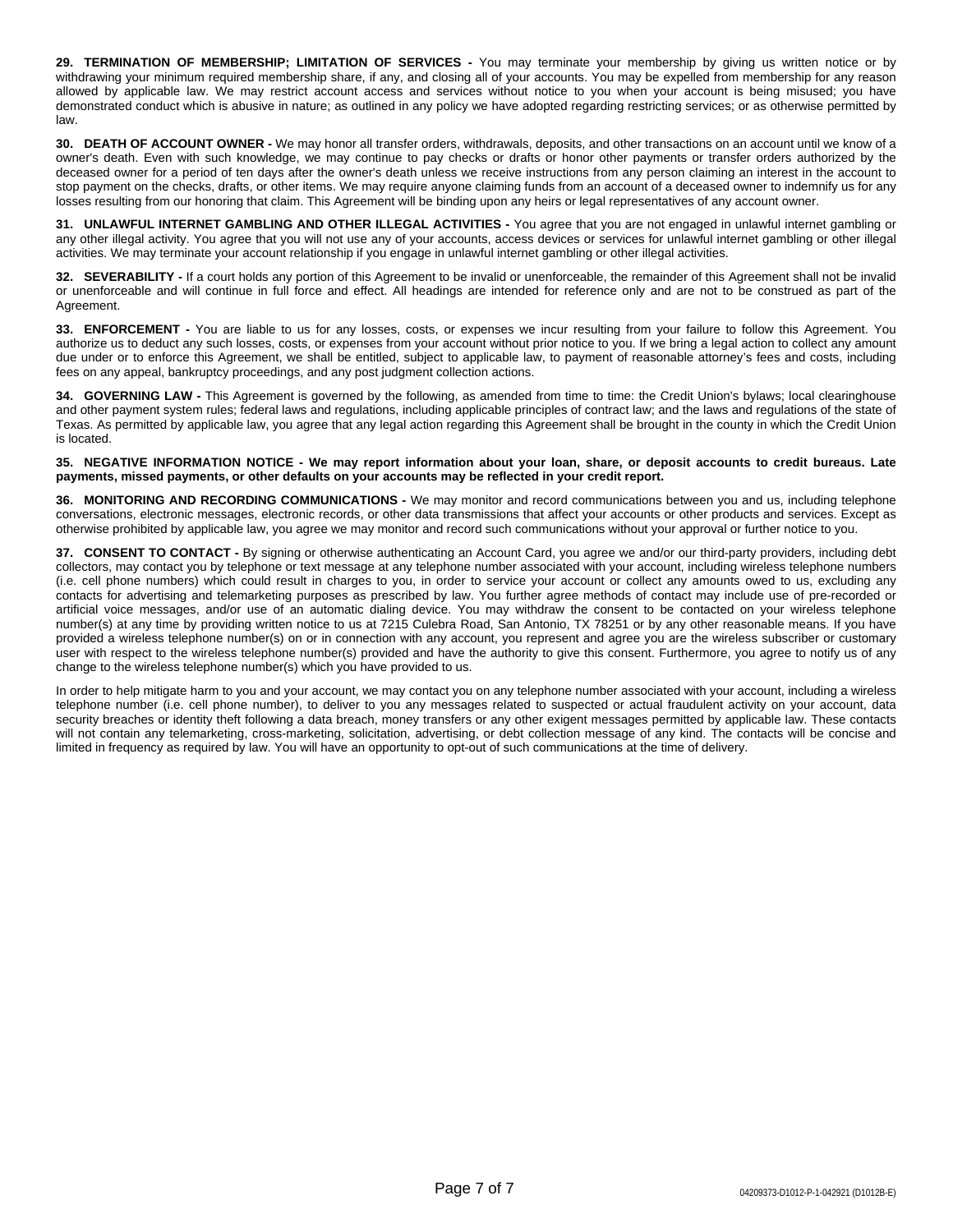**29. TERMINATION OF MEMBERSHIP; LIMITATION OF SERVICES -** You may terminate your membership by giving us written notice or by withdrawing your minimum required membership share, if any, and closing all of your accounts. You may be expelled from membership for any reason allowed by applicable law. We may restrict account access and services without notice to you when your account is being misused; you have demonstrated conduct which is abusive in nature; as outlined in any policy we have adopted regarding restricting services; or as otherwise permitted by law.

**30. DEATH OF ACCOUNT OWNER -** We may honor all transfer orders, withdrawals, deposits, and other transactions on an account until we know of a owner's death. Even with such knowledge, we may continue to pay checks or drafts or honor other payments or transfer orders authorized by the deceased owner for a period of ten days after the owner's death unless we receive instructions from any person claiming an interest in the account to stop payment on the checks, drafts, or other items. We may require anyone claiming funds from an account of a deceased owner to indemnify us for any losses resulting from our honoring that claim. This Agreement will be binding upon any heirs or legal representatives of any account owner.

**31. UNLAWFUL INTERNET GAMBLING AND OTHER ILLEGAL ACTIVITIES -** You agree that you are not engaged in unlawful internet gambling or any other illegal activity. You agree that you will not use any of your accounts, access devices or services for unlawful internet gambling or other illegal activities. We may terminate your account relationship if you engage in unlawful internet gambling or other illegal activities.

**32. SEVERABILITY -** If a court holds any portion of this Agreement to be invalid or unenforceable, the remainder of this Agreement shall not be invalid or unenforceable and will continue in full force and effect. All headings are intended for reference only and are not to be construed as part of the Agreement.

**33. ENFORCEMENT -** You are liable to us for any losses, costs, or expenses we incur resulting from your failure to follow this Agreement. You authorize us to deduct any such losses, costs, or expenses from your account without prior notice to you. If we bring a legal action to collect any amount due under or to enforce this Agreement, we shall be entitled, subject to applicable law, to payment of reasonable attorney's fees and costs, including fees on any appeal, bankruptcy proceedings, and any post judgment collection actions.

**34. GOVERNING LAW -** This Agreement is governed by the following, as amended from time to time: the Credit Union's bylaws; local clearinghouse and other payment system rules; federal laws and regulations, including applicable principles of contract law; and the laws and regulations of the state of Texas. As permitted by applicable law, you agree that any legal action regarding this Agreement shall be brought in the county in which the Credit Union is located.

**35. NEGATIVE INFORMATION NOTICE - We may report information about your loan, share, or deposit accounts to credit bureaus. Late payments, missed payments, or other defaults on your accounts may be reflected in your credit report.**

**36. MONITORING AND RECORDING COMMUNICATIONS -** We may monitor and record communications between you and us, including telephone conversations, electronic messages, electronic records, or other data transmissions that affect your accounts or other products and services. Except as otherwise prohibited by applicable law, you agree we may monitor and record such communications without your approval or further notice to you.

**37. CONSENT TO CONTACT -** By signing or otherwise authenticating an Account Card, you agree we and/or our third-party providers, including debt collectors, may contact you by telephone or text message at any telephone number associated with your account, including wireless telephone numbers (i.e. cell phone numbers) which could result in charges to you, in order to service your account or collect any amounts owed to us, excluding any contacts for advertising and telemarketing purposes as prescribed by law. You further agree methods of contact may include use of pre-recorded or artificial voice messages, and/or use of an automatic dialing device. You may withdraw the consent to be contacted on your wireless telephone number(s) at any time by providing written notice to us at 7215 Culebra Road, San Antonio, TX 78251 or by any other reasonable means. If you have provided a wireless telephone number(s) on or in connection with any account, you represent and agree you are the wireless subscriber or customary user with respect to the wireless telephone number(s) provided and have the authority to give this consent. Furthermore, you agree to notify us of any change to the wireless telephone number(s) which you have provided to us.

In order to help mitigate harm to you and your account, we may contact you on any telephone number associated with your account, including a wireless telephone number (i.e. cell phone number), to deliver to you any messages related to suspected or actual fraudulent activity on your account, data security breaches or identity theft following a data breach, money transfers or any other exigent messages permitted by applicable law. These contacts will not contain any telemarketing, cross-marketing, solicitation, advertising, or debt collection message of any kind. The contacts will be concise and limited in frequency as required by law. You will have an opportunity to opt-out of such communications at the time of delivery.

04209373-D1012-P-1-042921 (D1012B-E)